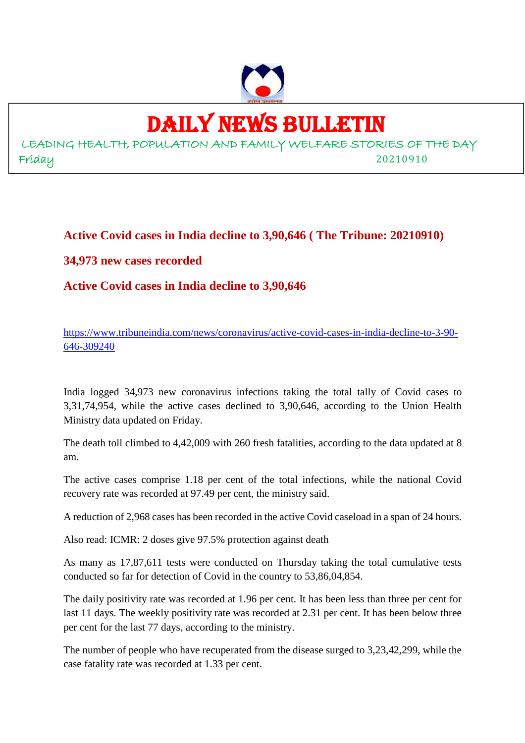# DAILY NEWS BULLETIN

LEADING HEALTH, POPULATION AND FAMILY WELFARE STORIES OF THE DAY

Friday 20210910

## Active Covid cases in India decline to 3,90,646 ( The Tribune: 20210910)

## 34,973 new cases recorded

## Active Covid cases in India decline to 3,90,646

https://www.tribuneindia.com/news/coronavirus/active-covid-cases-in-india-decline-to-3-90-646-309240

India logged 34,973 new coronavirus infections taking the total tally of Covid cases to 3,31,74,954, while the active cases declined to 3,90,646, according to the Union Health Ministry data updated on Friday.

The death toll climbed to 4,42,009 with 260 fresh fatalities, according to the data updated at 8 am.

The active cases comprise 1.18 per cent of the total infections, while the national Covid recovery rate was recorded at 97.49 per cent, the ministry said.

A reduction of 2,968 cases has been recorded in the active Covid caseload in a span of 24 hours.

Also read: ICMR: 2 doses give 97.5% protection against death

As many as 17,87,611 tests were conducted on Thursday taking the total cumulative tests conducted so far for detection of Covid in the country to 53,86,04,854.

The daily positivity rate was recorded at 1.96 per cent. It has been less than three per cent for last 11 days. The weekly positivity rate was recorded at 2.31 per cent. It has been below three per cent for the last 77 days, according to the ministry.

The number of people who have recuperated from the disease surged to 3,23,42,299, while the case fatality rate was recorded at 1.33 per cent.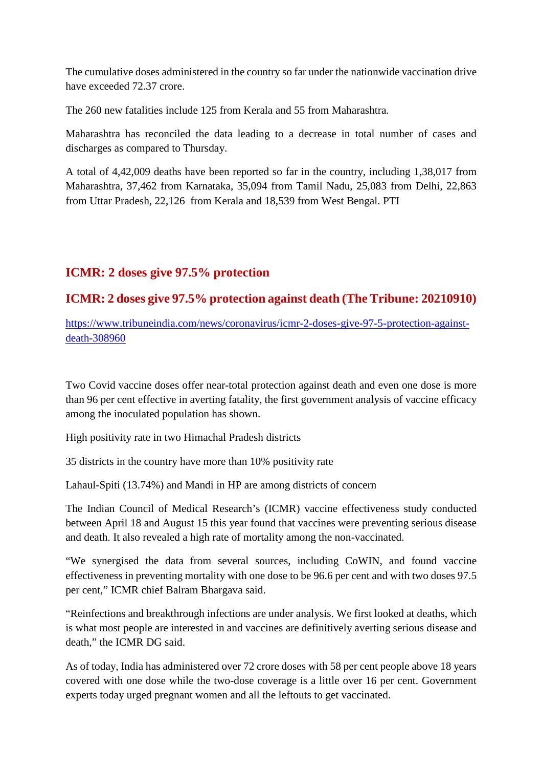The cumulative doses administered in the country so far under the nationwide vaccination drive have exceeded 72.37 crore.

The 260 new fatalities include 125 from Kerala and 55 from Maharashtra.

Maharashtra has reconciled the data leading to a decrease in total number of cases and discharges as compared to Thursday.

A total of 4,42,009 deaths have been reported so far in the country, including 1,38,017 from Maharashtra, 37,462 from Karnataka, 35,094 from Tamil Nadu, 25,083 from Delhi, 22,863 from Uttar Pradesh, 22,126 from Kerala and 18,539 from West Bengal. PTI

## ICMR: 2 doses give 97.5% protection

## ICMR: 2 doses give 97.5% protection against death (The Tribune: 20210910)

https://www.tribuneindia.com/news/coronavirus/icmr-2-doses-give-97-5-protection-against-death-308960

Two Covid vaccine doses offer near-total protection against death and even one dose is more than 96 per cent effective in averting fatality, the first government analysis of vaccine efficacy among the inoculated population has shown.

High positivity rate in two Himachal Pradesh districts

35 districts in the country have more than 10% positivity rate

Lahaul-Spiti (13.74%) and Mandi in HP are among districts of concern

The Indian Council of Medical Research's (ICMR) vaccine effectiveness study conducted between April 18 and August 15 this year found that vaccines were preventing serious disease and death. It also revealed a high rate of mortality among the non-vaccinated.

"We synergised the data from several sources, including CoWIN, and found vaccine effectiveness in preventing mortality with one dose to be 96.6 per cent and with two doses 97.5 per cent," ICMR chief Balram Bhargava said.

"Reinfections and breakthrough infections are under analysis. We first looked at deaths, which is what most people are interested in and vaccines are definitively averting serious disease and death," the ICMR DG said.

As of today, India has administered over 72 crore doses with 58 per cent people above 18 years covered with one dose while the two-dose coverage is a little over 16 per cent. Government experts today urged pregnant women and all the leftouts to get vaccinated.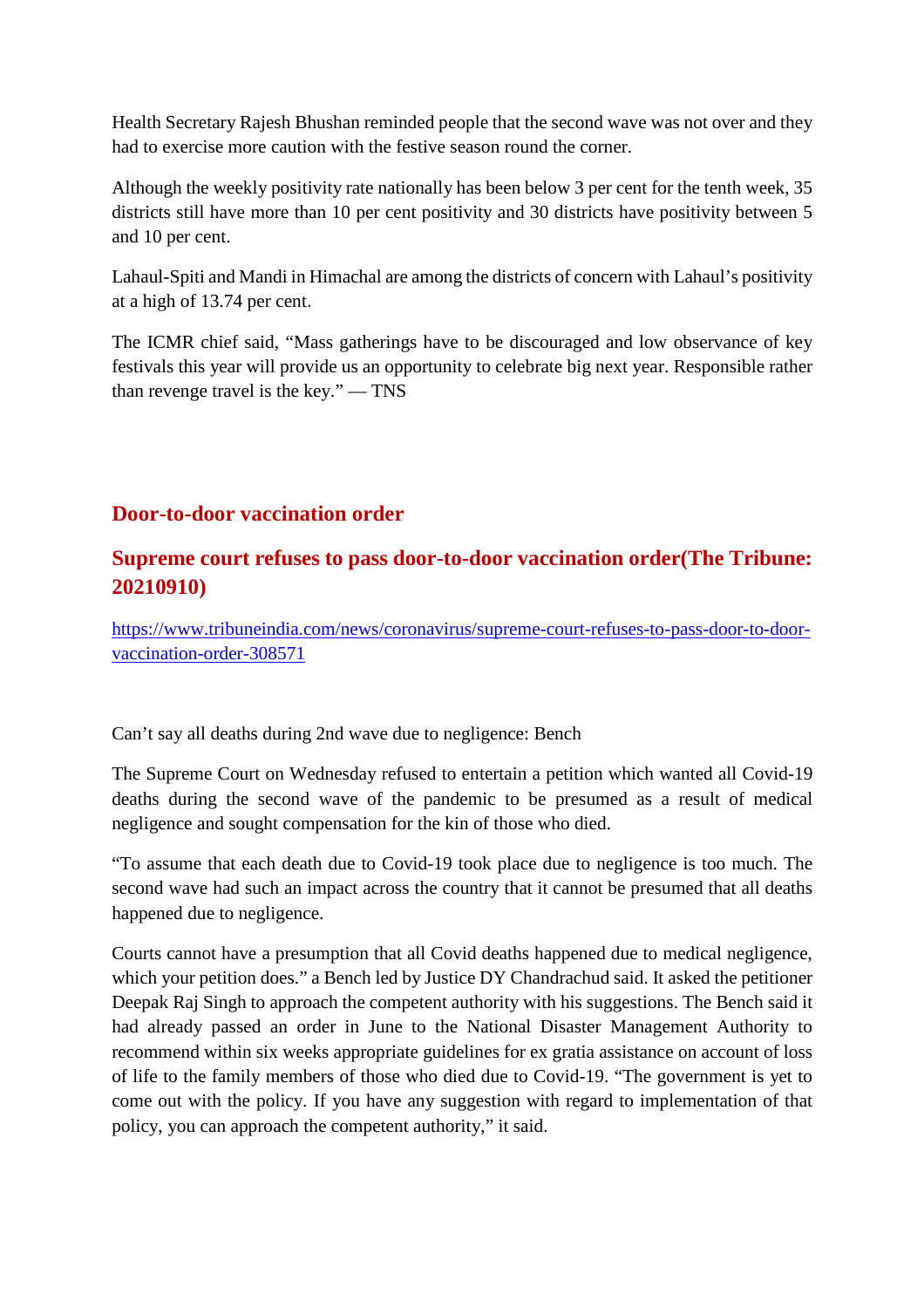Health Secretary Rajesh Bhushan reminded people that the second wave was not over and they had to exercise more caution with the festive season round the corner.

Although the weekly positivity rate nationally has been below 3 per cent for the tenth week, 35 districts still have more than 10 per cent positivity and 30 districts have positivity between 5 and 10 per cent.

Lahaul-Spiti and Mandi in Himachal are among the districts of concern with Lahaul's positivity at a high of 13.74 per cent.

The ICMR chief said, "Mass gatherings have to be discouraged and low observance of key festivals this year will provide us an opportunity to celebrate big next year. Responsible rather than revenge travel is the key." — TNS

## Door-to-door vaccination order

## Supreme court refuses to pass door-to-door vaccination order(The Tribune: 20210910)

https://www.tribuneindia.com/news/coronavirus/supreme-court-refuses-to-pass-door-to-door-vaccination-order-308571

Can't say all deaths during 2nd wave due to negligence: Bench

The Supreme Court on Wednesday refused to entertain a petition which wanted all Covid-19 deaths during the second wave of the pandemic to be presumed as a result of medical negligence and sought compensation for the kin of those who died.

"To assume that each death due to Covid-19 took place due to negligence is too much. The second wave had such an impact across the country that it cannot be presumed that all deaths happened due to negligence.

Courts cannot have a presumption that all Covid deaths happened due to medical negligence, which your petition does." a Bench led by Justice DY Chandrachud said. It asked the petitioner Deepak Raj Singh to approach the competent authority with his suggestions. The Bench said it had already passed an order in June to the National Disaster Management Authority to recommend within six weeks appropriate guidelines for ex gratia assistance on account of loss of life to the family members of those who died due to Covid-19. "The government is yet to come out with the policy. If you have any suggestion with regard to implementation of that policy, you can approach the competent authority," it said.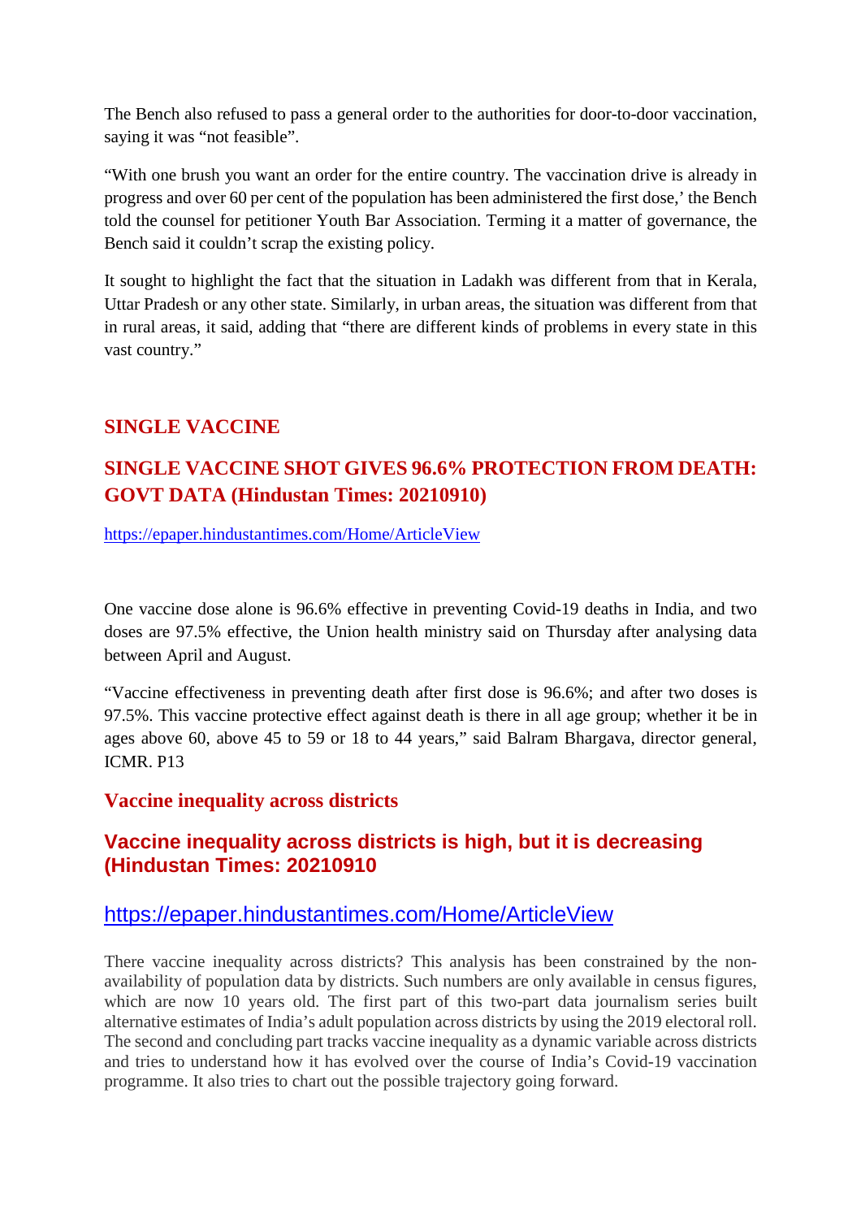The Bench also refused to pass a general order to the authorities for door-to-door vaccination, saying it was "not feasible".

"With one brush you want an order for the entire country. The vaccination drive is already in progress and over 60 per cent of the population has been administered the first dose,' the Bench told the counsel for petitioner Youth Bar Association. Terming it a matter of governance, the Bench said it couldn't scrap the existing policy.

It sought to highlight the fact that the situation in Ladakh was different from that in Kerala, Uttar Pradesh or any other state. Similarly, in urban areas, the situation was different from that in rural areas, it said, adding that "there are different kinds of problems in every state in this vast country."

## SINGLE VACCINE

### SINGLE VACCINE SHOT GIVES 96.6% PROTECTION FROM DEATH: GOVT DATA (Hindustan Times: 20210910)

https://epaper.hindustantimes.com/Home/ArticleView

One vaccine dose alone is 96.6% effective in preventing Covid-19 deaths in India, and two doses are 97.5% effective, the Union health ministry said on Thursday after analysing data between April and August.

"Vaccine effectiveness in preventing death after first dose is 96.6%; and after two doses is 97.5%. This vaccine protective effect against death is there in all age group; whether it be in ages above 60, above 45 to 59 or 18 to 44 years," said Balram Bhargava, director general, ICMR. P13

## Vaccine inequality across districts

### Vaccine inequality across districts is high, but it is decreasing (Hindustan Times: 20210910

https://epaper.hindustantimes.com/Home/ArticleView

There vaccine inequality across districts? This analysis has been constrained by the non-availability of population data by districts. Such numbers are only available in census figures, which are now 10 years old. The first part of this two-part data journalism series built alternative estimates of India's adult population across districts by using the 2019 electoral roll. The second and concluding part tracks vaccine inequality as a dynamic variable across districts and tries to understand how it has evolved over the course of India's Covid-19 vaccination programme. It also tries to chart out the possible trajectory going forward.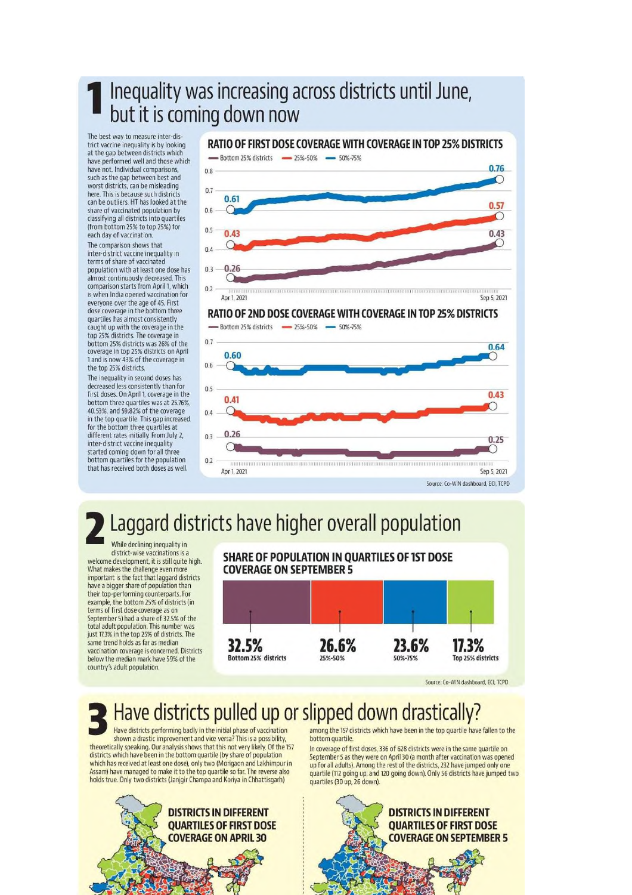# 1 Inequality was increasing across districts until June, but it is coming down now

The best way to measure inter-district vaccine inequality is by looking at the gap between districts which have performed well and those which have not. Individual comparisons, such as the gap between best and worst districts, can be misleading here. This is because such districts can be outliers. HT has looked at the share of vaccinated population by classifying all districts into quartiles (from bottom 25% to top 25%) for each day of vaccination.

The comparison shows that inter-district vaccine inequality in terms of share of vaccinated population with at least one dose has almost continuously decreased. This comparison starts from April 1, which is when India opened vaccination for everyone over the age of 45. First dose coverage in the bottom three quartiles has almost consistently caught up with the coverage in the top 25% districts. The coverage in bottom 25% districts was 26% of the coverage in top 25% districts on April 1 and is now 43% of the coverage in the top 25% districts.

The inequality in second doses has decreased less consistently than for first doses. On April 1, coverage in the bottom three quartiles was at 25.76%, 40.53%, and 59.82% of the coverage in the top quartile. This gap increased for the bottom three quartiles at different rates initially. From July 2, inter-district vaccine inequality started coming down for all three bottom quartiles for the population that has received both doses as well.

**RATIO OF FIRST DOSE COVERAGE WITH COVERAGE IN TOP 25% DISTRICTS**

| Quartile | Apr 1, 2021 | Sep 5, 2021 |
|---|---|---|
| Bottom 25% districts | 0.26 | 0.43 |
| 25%-50% | 0.43 | 0.57 |
| 50%-75% | 0.61 | 0.76 |

**RATIO OF 2ND DOSE COVERAGE WITH COVERAGE IN TOP 25% DISTRICTS**

| Quartile | Apr 1, 2021 | Sep 5, 2021 |
|---|---|---|
| Bottom 25% districts | 0.26 | 0.25 |
| 25%-50% | 0.41 | 0.43 |
| 50%-75% | 0.60 | 0.64 |

Source: Co-WIN dashboard, ECI, TCPD

# 2 Laggard districts have higher overall population

While declining inequality in district-wise vaccinations is a welcome development, it is still quite high. What makes the challenge even more important is the fact that laggard districts have a bigger share of population than their top-performing counterparts. For example, the bottom 25% of districts (in terms of first dose coverage as on September 5) had a share of 32.5% of the total adult population. This number was just 17.3% in the top 25% of districts. The same trend holds as far as median vaccination coverage is concerned. Districts below the median mark have 59% of the country's adult population.

**SHARE OF POPULATION IN QUARTILES OF 1ST DOSE COVERAGE ON SEPTEMBER 5**

| Bottom 25% districts | 25%-50% | 50%-75% | Top 25% districts |
|---|---|---|---|
| 32.5% | 26.6% | 23.6% | 17.3% |

Source: Co-WIN dashboard, ECI, TCPD

# 3 Have districts pulled up or slipped down drastically?

Have districts performing badly in the initial phase of vaccination shown a drastic improvement and vice versa? This is a possibility, theoretically speaking. Our analysis shows that this not very likely. Of the 157 districts which have been in the bottom quartile (by share of population which has received at least one dose), only two (Morigaon and Lakhimpur in Assam) have managed to make it to the top quartile so far. The reverse also holds true. Only two districts (Janjgir Champa and Koriya in Chhattisgarh) among the 157 districts which have been in the top quartile have fallen to the bottom quartile.

In coverage of first doses, 336 of 628 districts were in the same quartile on September 5 as they were on April 30 (a month after vaccination was opened up for all adults). Among the rest of the districts, 232 have jumped only one quartile (112 going up; and 120 going down). Only 56 districts have jumped two quartiles (30 up, 26 down).

**DISTRICTS IN DIFFERENT QUARTILES OF FIRST DOSE COVERAGE ON APRIL 30**

**DISTRICTS IN DIFFERENT QUARTILES OF FIRST DOSE COVERAGE ON SEPTEMBER 5**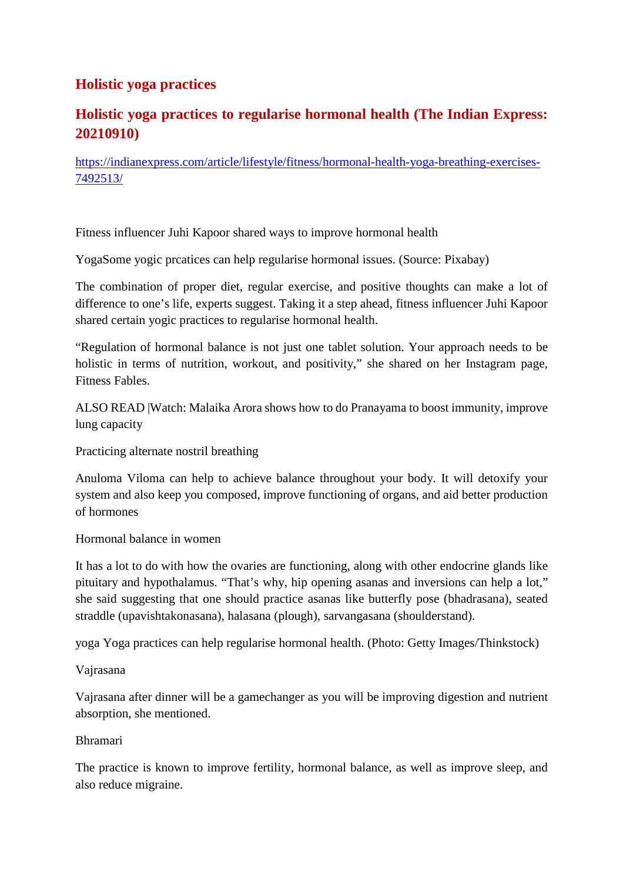## Holistic yoga practices

## Holistic yoga practices to regularise hormonal health (The Indian Express: 20210910)

https://indianexpress.com/article/lifestyle/fitness/hormonal-health-yoga-breathing-exercises-7492513/

Fitness influencer Juhi Kapoor shared ways to improve hormonal health

YogaSome yogic prcatices can help regularise hormonal issues. (Source: Pixabay)

The combination of proper diet, regular exercise, and positive thoughts can make a lot of difference to one's life, experts suggest. Taking it a step ahead, fitness influencer Juhi Kapoor shared certain yogic practices to regularise hormonal health.

"Regulation of hormonal balance is not just one tablet solution. Your approach needs to be holistic in terms of nutrition, workout, and positivity," she shared on her Instagram page, Fitness Fables.

ALSO READ |Watch: Malaika Arora shows how to do Pranayama to boost immunity, improve lung capacity

Practicing alternate nostril breathing

Anuloma Viloma can help to achieve balance throughout your body. It will detoxify your system and also keep you composed, improve functioning of organs, and aid better production of hormones

Hormonal balance in women

It has a lot to do with how the ovaries are functioning, along with other endocrine glands like pituitary and hypothalamus. "That's why, hip opening asanas and inversions can help a lot," she said suggesting that one should practice asanas like butterfly pose (bhadrasana), seated straddle (upavishtakonasana), halasana (plough), sarvangasana (shoulderstand).

yoga Yoga practices can help regularise hormonal health. (Photo: Getty Images/Thinkstock)

Vajrasana

Vajrasana after dinner will be a gamechanger as you will be improving digestion and nutrient absorption, she mentioned.

Bhramari

The practice is known to improve fertility, hormonal balance, as well as improve sleep, and also reduce migraine.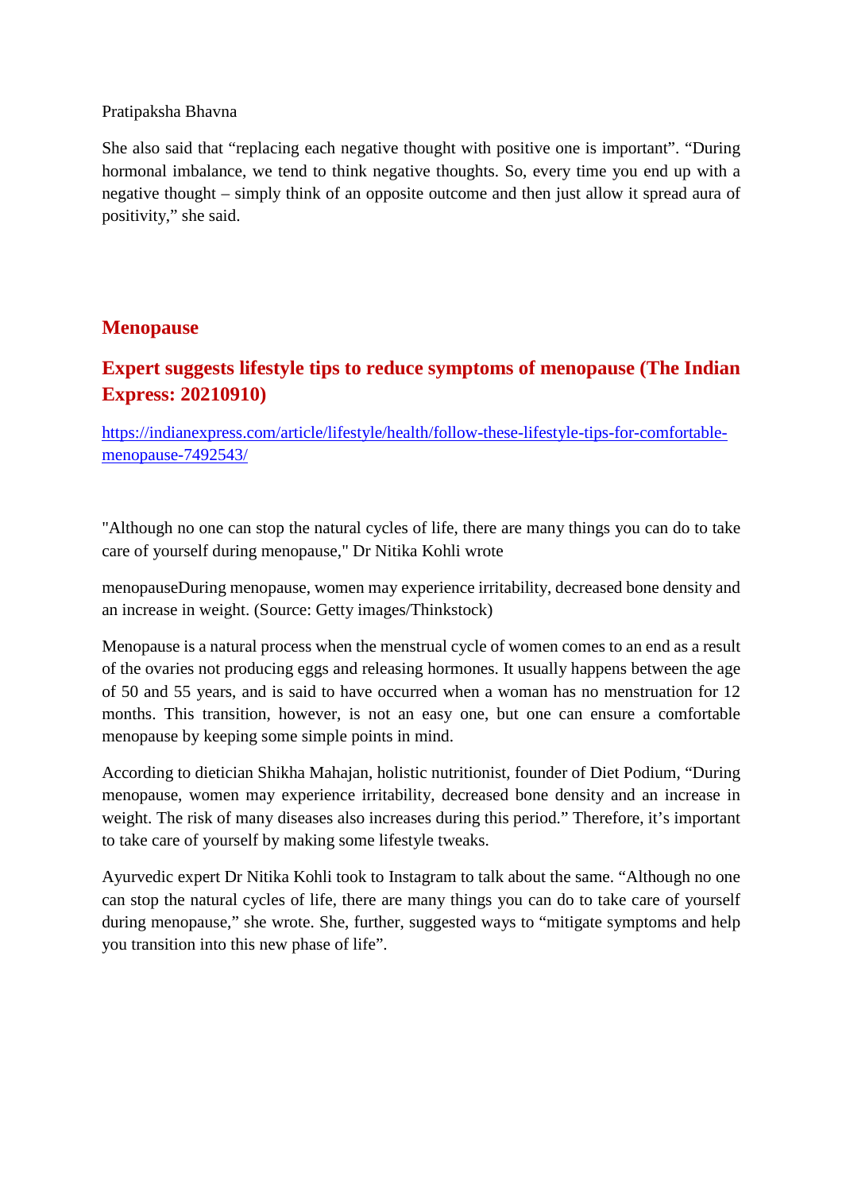Pratipaksha Bhavna

She also said that "replacing each negative thought with positive one is important". "During hormonal imbalance, we tend to think negative thoughts. So, every time you end up with a negative thought – simply think of an opposite outcome and then just allow it spread aura of positivity," she said.

## Menopause

## Expert suggests lifestyle tips to reduce symptoms of menopause (The Indian Express: 20210910)

https://indianexpress.com/article/lifestyle/health/follow-these-lifestyle-tips-for-comfortable-menopause-7492543/

"Although no one can stop the natural cycles of life, there are many things you can do to take care of yourself during menopause," Dr Nitika Kohli wrote

menopauseDuring menopause, women may experience irritability, decreased bone density and an increase in weight. (Source: Getty images/Thinkstock)

Menopause is a natural process when the menstrual cycle of women comes to an end as a result of the ovaries not producing eggs and releasing hormones. It usually happens between the age of 50 and 55 years, and is said to have occurred when a woman has no menstruation for 12 months. This transition, however, is not an easy one, but one can ensure a comfortable menopause by keeping some simple points in mind.

According to dietician Shikha Mahajan, holistic nutritionist, founder of Diet Podium, "During menopause, women may experience irritability, decreased bone density and an increase in weight. The risk of many diseases also increases during this period." Therefore, it's important to take care of yourself by making some lifestyle tweaks.

Ayurvedic expert Dr Nitika Kohli took to Instagram to talk about the same. "Although no one can stop the natural cycles of life, there are many things you can do to take care of yourself during menopause," she wrote. She, further, suggested ways to "mitigate symptoms and help you transition into this new phase of life".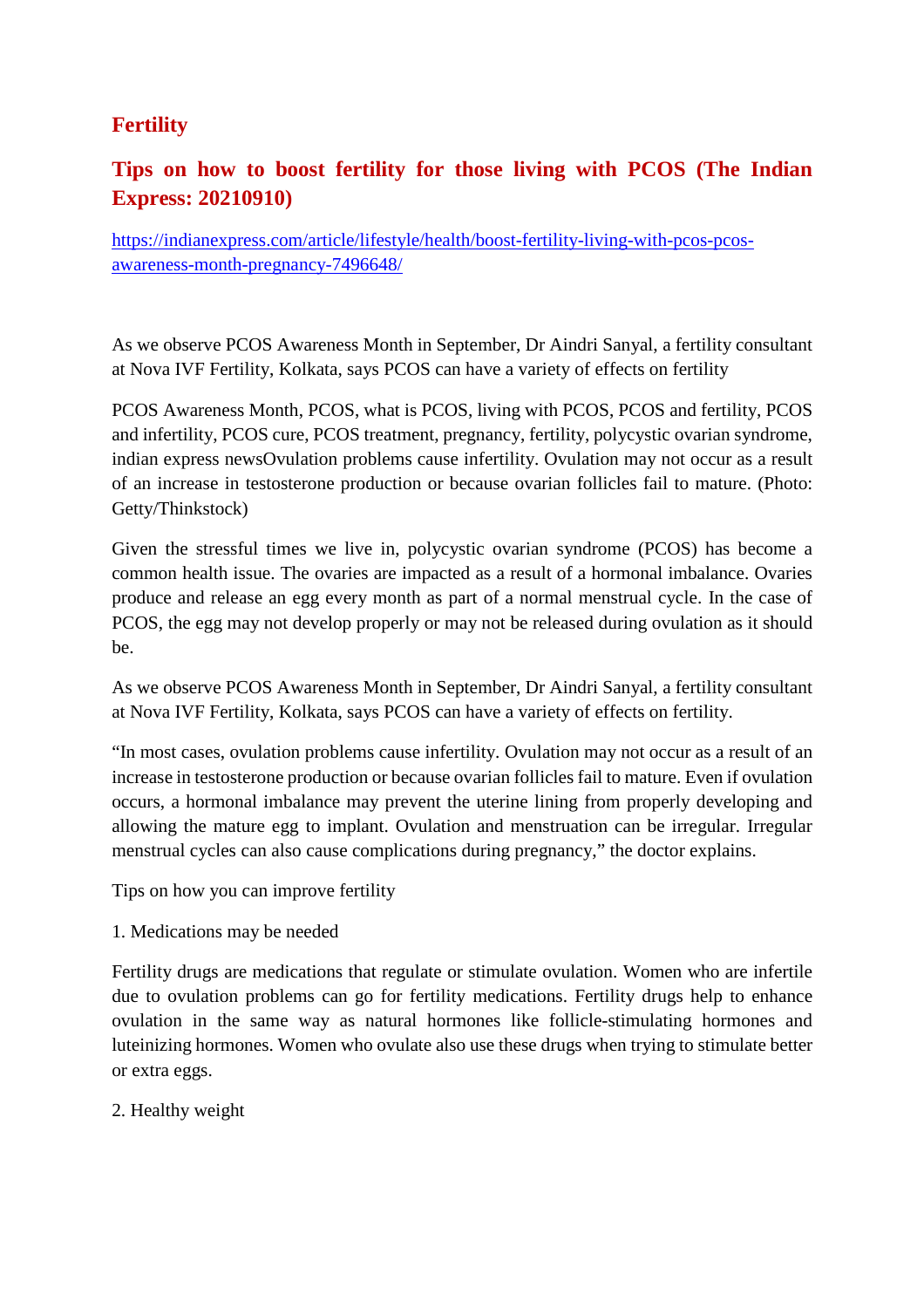## Fertility

## Tips on how to boost fertility for those living with PCOS (The Indian Express: 20210910)

[https://indianexpress.com/article/lifestyle/health/boost-fertility-living-with-pcos-pcos-awareness-month-pregnancy-7496648/](https://indianexpress.com/article/lifestyle/health/boost-fertility-living-with-pcos-pcos-awareness-month-pregnancy-7496648/)

As we observe PCOS Awareness Month in September, Dr Aindri Sanyal, a fertility consultant at Nova IVF Fertility, Kolkata, says PCOS can have a variety of effects on fertility

PCOS Awareness Month, PCOS, what is PCOS, living with PCOS, PCOS and fertility, PCOS and infertility, PCOS cure, PCOS treatment, pregnancy, fertility, polycystic ovarian syndrome, indian express newsOvulation problems cause infertility. Ovulation may not occur as a result of an increase in testosterone production or because ovarian follicles fail to mature. (Photo: Getty/Thinkstock)

Given the stressful times we live in, polycystic ovarian syndrome (PCOS) has become a common health issue. The ovaries are impacted as a result of a hormonal imbalance. Ovaries produce and release an egg every month as part of a normal menstrual cycle. In the case of PCOS, the egg may not develop properly or may not be released during ovulation as it should be.

As we observe PCOS Awareness Month in September, Dr Aindri Sanyal, a fertility consultant at Nova IVF Fertility, Kolkata, says PCOS can have a variety of effects on fertility.

"In most cases, ovulation problems cause infertility. Ovulation may not occur as a result of an increase in testosterone production or because ovarian follicles fail to mature. Even if ovulation occurs, a hormonal imbalance may prevent the uterine lining from properly developing and allowing the mature egg to implant. Ovulation and menstruation can be irregular. Irregular menstrual cycles can also cause complications during pregnancy," the doctor explains.

Tips on how you can improve fertility

1. Medications may be needed

Fertility drugs are medications that regulate or stimulate ovulation. Women who are infertile due to ovulation problems can go for fertility medications. Fertility drugs help to enhance ovulation in the same way as natural hormones like follicle-stimulating hormones and luteinizing hormones. Women who ovulate also use these drugs when trying to stimulate better or extra eggs.

2. Healthy weight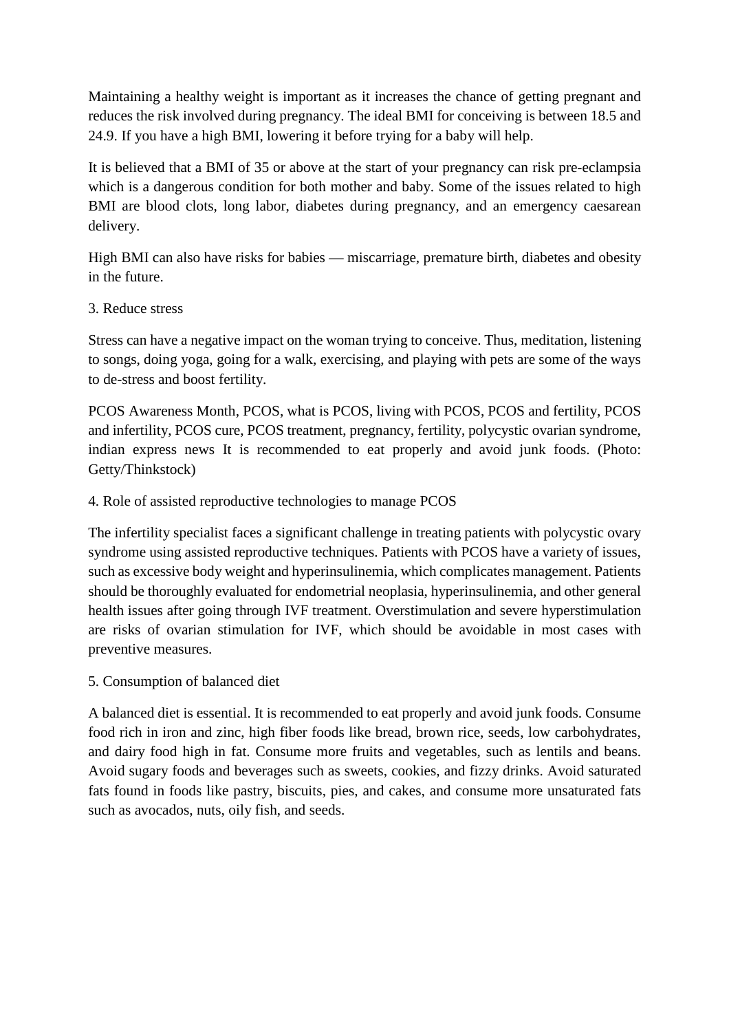Maintaining a healthy weight is important as it increases the chance of getting pregnant and reduces the risk involved during pregnancy. The ideal BMI for conceiving is between 18.5 and 24.9. If you have a high BMI, lowering it before trying for a baby will help.

It is believed that a BMI of 35 or above at the start of your pregnancy can risk pre-eclampsia which is a dangerous condition for both mother and baby. Some of the issues related to high BMI are blood clots, long labor, diabetes during pregnancy, and an emergency caesarean delivery.

High BMI can also have risks for babies — miscarriage, premature birth, diabetes and obesity in the future.

3. Reduce stress

Stress can have a negative impact on the woman trying to conceive. Thus, meditation, listening to songs, doing yoga, going for a walk, exercising, and playing with pets are some of the ways to de-stress and boost fertility.

PCOS Awareness Month, PCOS, what is PCOS, living with PCOS, PCOS and fertility, PCOS and infertility, PCOS cure, PCOS treatment, pregnancy, fertility, polycystic ovarian syndrome, indian express news It is recommended to eat properly and avoid junk foods. (Photo: Getty/Thinkstock)

4. Role of assisted reproductive technologies to manage PCOS

The infertility specialist faces a significant challenge in treating patients with polycystic ovary syndrome using assisted reproductive techniques. Patients with PCOS have a variety of issues, such as excessive body weight and hyperinsulinemia, which complicates management. Patients should be thoroughly evaluated for endometrial neoplasia, hyperinsulinemia, and other general health issues after going through IVF treatment. Overstimulation and severe hyperstimulation are risks of ovarian stimulation for IVF, which should be avoidable in most cases with preventive measures.

5. Consumption of balanced diet

A balanced diet is essential. It is recommended to eat properly and avoid junk foods. Consume food rich in iron and zinc, high fiber foods like bread, brown rice, seeds, low carbohydrates, and dairy food high in fat. Consume more fruits and vegetables, such as lentils and beans. Avoid sugary foods and beverages such as sweets, cookies, and fizzy drinks. Avoid saturated fats found in foods like pastry, biscuits, pies, and cakes, and consume more unsaturated fats such as avocados, nuts, oily fish, and seeds.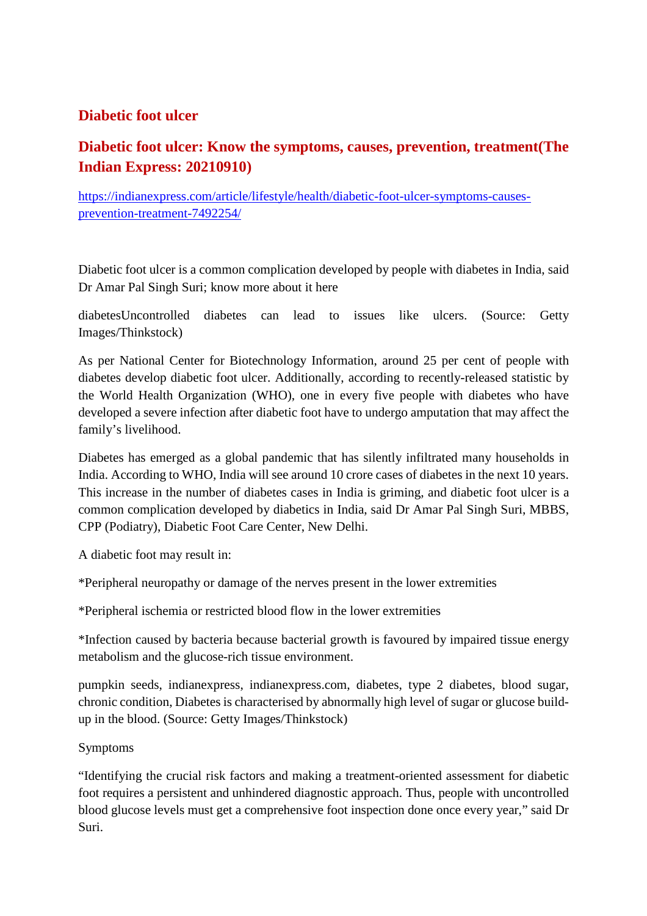## Diabetic foot ulcer

## Diabetic foot ulcer: Know the symptoms, causes, prevention, treatment(The Indian Express: 20210910)

https://indianexpress.com/article/lifestyle/health/diabetic-foot-ulcer-symptoms-causes-prevention-treatment-7492254/

Diabetic foot ulcer is a common complication developed by people with diabetes in India, said Dr Amar Pal Singh Suri; know more about it here

diabetesUncontrolled diabetes can lead to issues like ulcers. (Source: Getty Images/Thinkstock)

As per National Center for Biotechnology Information, around 25 per cent of people with diabetes develop diabetic foot ulcer. Additionally, according to recently-released statistic by the World Health Organization (WHO), one in every five people with diabetes who have developed a severe infection after diabetic foot have to undergo amputation that may affect the family's livelihood.

Diabetes has emerged as a global pandemic that has silently infiltrated many households in India. According to WHO, India will see around 10 crore cases of diabetes in the next 10 years. This increase in the number of diabetes cases in India is griming, and diabetic foot ulcer is a common complication developed by diabetics in India, said Dr Amar Pal Singh Suri, MBBS, CPP (Podiatry), Diabetic Foot Care Center, New Delhi.

A diabetic foot may result in:

*Peripheral neuropathy or damage of the nerves present in the lower extremities

*Peripheral ischemia or restricted blood flow in the lower extremities

*Infection caused by bacteria because bacterial growth is favoured by impaired tissue energy metabolism and the glucose-rich tissue environment.

pumpkin seeds, indianexpress, indianexpress.com, diabetes, type 2 diabetes, blood sugar, chronic condition, Diabetes is characterised by abnormally high level of sugar or glucose build-up in the blood. (Source: Getty Images/Thinkstock)

Symptoms

"Identifying the crucial risk factors and making a treatment-oriented assessment for diabetic foot requires a persistent and unhindered diagnostic approach. Thus, people with uncontrolled blood glucose levels must get a comprehensive foot inspection done once every year," said Dr Suri.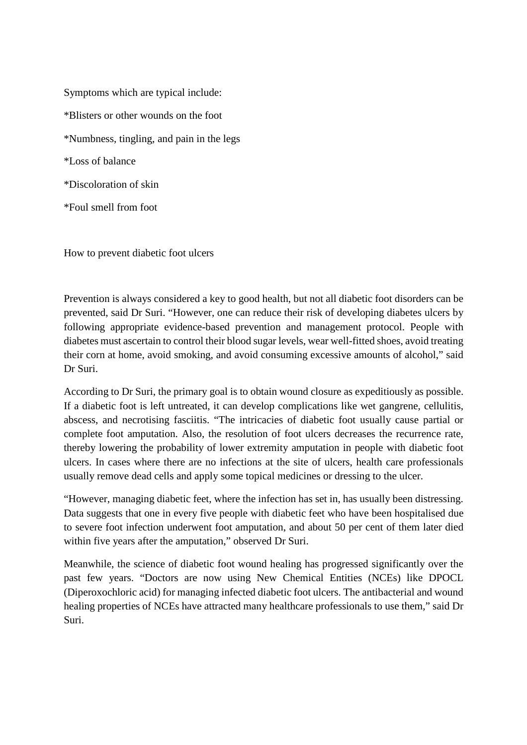Symptoms which are typical include:

*Blisters or other wounds on the foot

*Numbness, tingling, and pain in the legs

*Loss of balance

*Discoloration of skin

*Foul smell from foot

How to prevent diabetic foot ulcers

Prevention is always considered a key to good health, but not all diabetic foot disorders can be prevented, said Dr Suri. “However, one can reduce their risk of developing diabetes ulcers by following appropriate evidence-based prevention and management protocol. People with diabetes must ascertain to control their blood sugar levels, wear well-fitted shoes, avoid treating their corn at home, avoid smoking, and avoid consuming excessive amounts of alcohol,” said Dr Suri.

According to Dr Suri, the primary goal is to obtain wound closure as expeditiously as possible. If a diabetic foot is left untreated, it can develop complications like wet gangrene, cellulitis, abscess, and necrotising fasciitis. “The intricacies of diabetic foot usually cause partial or complete foot amputation. Also, the resolution of foot ulcers decreases the recurrence rate, thereby lowering the probability of lower extremity amputation in people with diabetic foot ulcers. In cases where there are no infections at the site of ulcers, health care professionals usually remove dead cells and apply some topical medicines or dressing to the ulcer.

“However, managing diabetic feet, where the infection has set in, has usually been distressing. Data suggests that one in every five people with diabetic feet who have been hospitalised due to severe foot infection underwent foot amputation, and about 50 per cent of them later died within five years after the amputation,” observed Dr Suri.

Meanwhile, the science of diabetic foot wound healing has progressed significantly over the past few years. “Doctors are now using New Chemical Entities (NCEs) like DPOCL (Diperoxochloric acid) for managing infected diabetic foot ulcers. The antibacterial and wound healing properties of NCEs have attracted many healthcare professionals to use them,” said Dr Suri.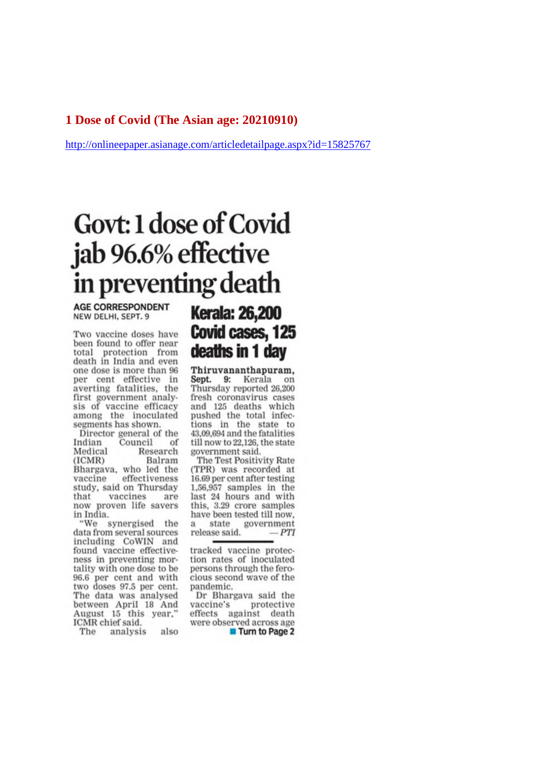## 1 Dose of Covid (The Asian age: 20210910)

http://onlineepaper.asianage.com/articledetailpage.aspx?id=15825767

# Govt: 1 dose of Covid jab 96.6% effective in preventing death

**AGE CORRESPONDENT**
NEW DELHI, SEPT. 9

Two vaccine doses have been found to offer near total protection from death in India and even one dose is more than 96 per cent effective in averting fatalities, the first government analysis of vaccine efficacy among the inoculated segments has shown.

Director general of the Indian Council of Medical Research (ICMR) Balram Bhargava, who led the vaccine effectiveness study, said on Thursday that vaccines are now proven life savers in India.

"We synergised the data from several sources including CoWIN and found vaccine effectiveness in preventing mortality with one dose to be 96.6 per cent and with two doses 97.5 per cent. The data was analysed between April 18 And August 15 this year," ICMR chief said.

The analysis also tracked vaccine protection rates of inoculated persons through the ferocious second wave of the pandemic.

Dr Bhargava said the vaccine's protective effects against death were observed across age

■ Turn to Page 2

## Kerala: 26,200 Covid cases, 125 deaths in 1 day

**Thiruvananthapuram, Sept. 9:** Kerala on Thursday reported 26,200 fresh coronavirus cases and 125 deaths which pushed the total infections in the state to 43,09,694 and the fatalities till now to 22,126, the state government said.

The Test Positivity Rate (TPR) was recorded at 16.69 per cent after testing 1,56,957 samples in the last 24 hours and with this, 3.29 crore samples have been tested till now, a state government release said. *— PTI*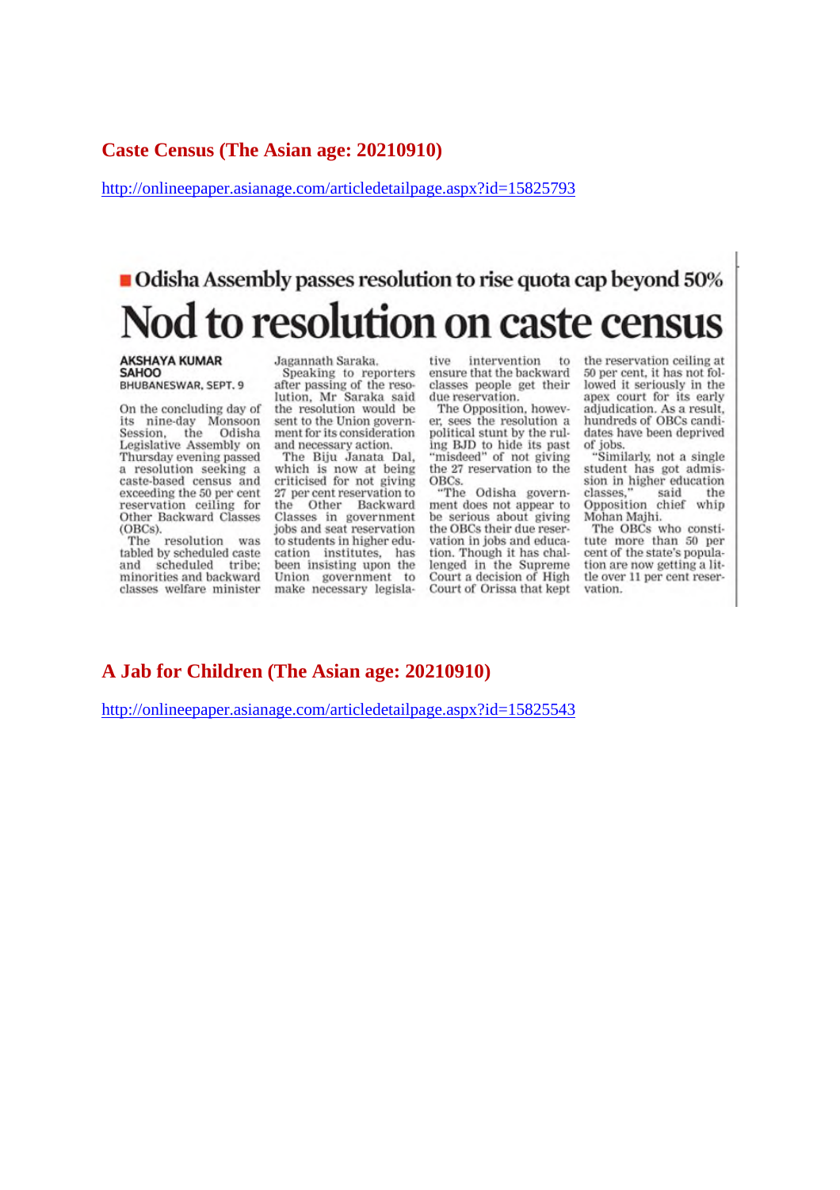## Caste Census (The Asian age: 20210910)

http://onlineepaper.asianage.com/articledetailpage.aspx?id=15825793

**Odisha Assembly passes resolution to rise quota cap beyond 50%**

# Nod to resolution on caste census

**AKSHAYA KUMAR SAHOO**
BHUBANESWAR, SEPT. 9

On the concluding day of its nine-day Monsoon Session, the Odisha Legislative Assembly on Thursday evening passed a resolution seeking a caste-based census and exceeding the 50 per cent reservation ceiling for Other Backward Classes (OBCs).

The resolution was tabled by scheduled caste and scheduled tribe; minorities and backward classes welfare minister Jagannath Saraka.

Speaking to reporters after passing of the resolution, Mr Saraka said the resolution would be sent to the Union government for its consideration and necessary action.

The Biju Janata Dal, which is now at being criticised for not giving 27 per cent reservation to the Other Backward Classes in government jobs and seat reservation to students in higher education institutes, has been insisting upon the Union government to make necessary legislative intervention to ensure that the backward classes people get their due reservation.

The Opposition, however, sees the resolution a political stunt by the ruling BJD to hide its past "misdeed" of not giving the 27 reservation to the OBCs.

"The Odisha government does not appear to be serious about giving the OBCs their due reservation in jobs and education. Though it has challenged in the Supreme Court a decision of High Court of Orissa that kept the reservation ceiling at 50 per cent, it has not followed it seriously in the apex court for its early adjudication. As a result, hundreds of OBCs candidates have been deprived of jobs.

"Similarly, not a single student has got admission in higher education classes," said the Opposition chief whip Mohan Majhi.

The OBCs who constitute more than 50 per cent of the state's population are now getting a little over 11 per cent reservation.

## A Jab for Children (The Asian age: 20210910)

http://onlineepaper.asianage.com/articledetailpage.aspx?id=15825543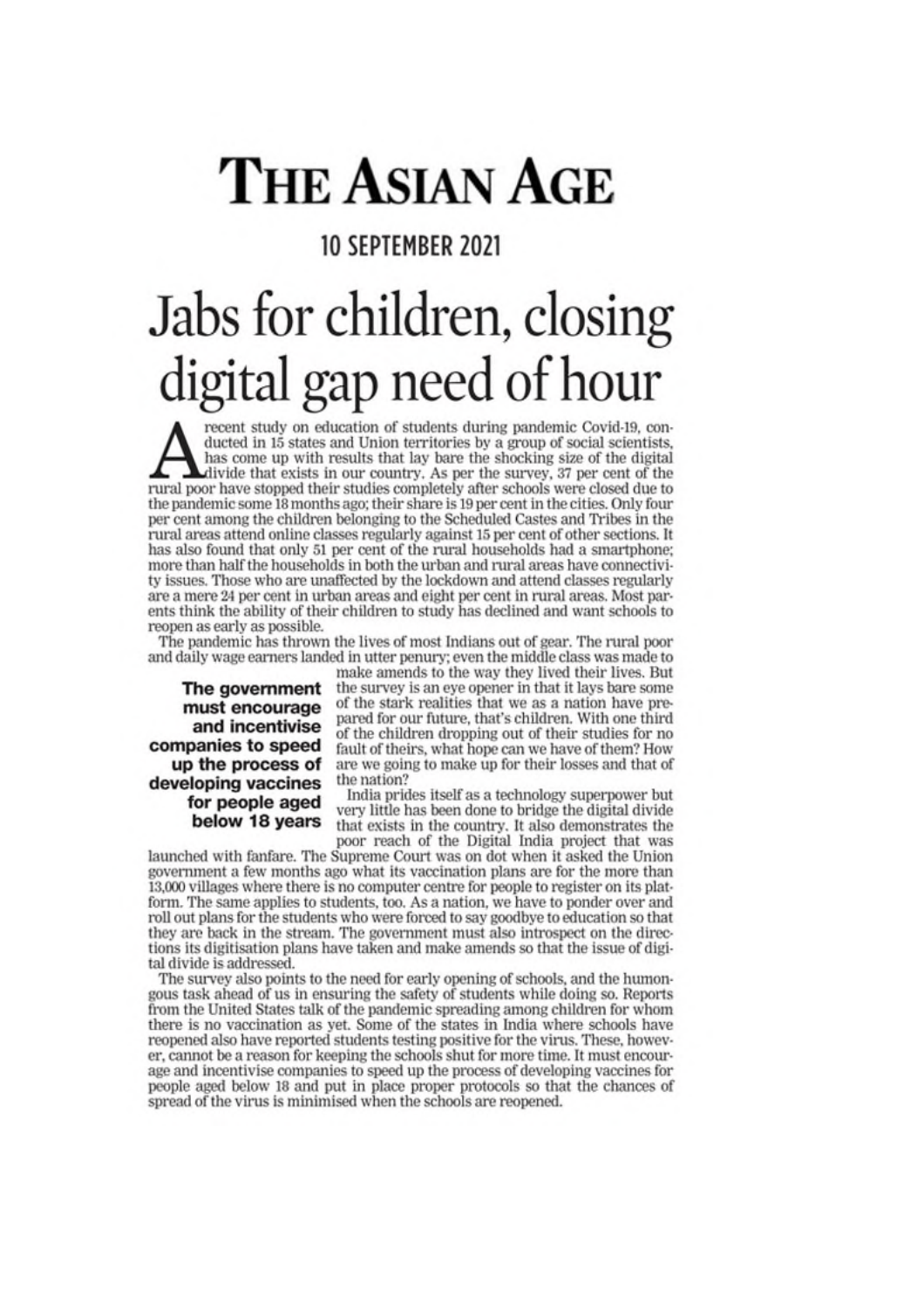# THE ASIAN AGE

**10 SEPTEMBER 2021**

# Jabs for children, closing digital gap need of hour

A recent study on education of students during pandemic Covid-19, conducted in 15 states and Union territories by a group of social scientists, has come up with results that lay bare the shocking size of the digital divide that exists in our country. As per the survey, 37 per cent of the rural poor have stopped their studies completely after schools were closed due to the pandemic some 18 months ago; their share is 19 per cent in the cities. Only four per cent among the children belonging to the Scheduled Castes and Tribes in the rural areas attend online classes regularly against 15 per cent of other sections. It has also found that only 51 per cent of the rural households had a smartphone; more than half the households in both the urban and rural areas have connectivity issues. Those who are unaffected by the lockdown and attend classes regularly are a mere 24 per cent in urban areas and eight per cent in rural areas. Most parents think the ability of their children to study has declined and want schools to reopen as early as possible.

The pandemic has thrown the lives of most Indians out of gear. The rural poor and daily wage earners landed in utter penury; even the middle class was made to make amends to the way they lived their lives. But the survey is an eye opener in that it lays bare some of the stark realities that we as a nation have prepared for our future, that's children. With one third of the children dropping out of their studies for no fault of theirs, what hope can we have of them? How are we going to make up for their losses and that of the nation?

**The government must encourage and incentivise companies to speed up the process of developing vaccines for people aged below 18 years**

India prides itself as a technology superpower but very little has been done to bridge the digital divide that exists in the country. It also demonstrates the poor reach of the Digital India project that was launched with fanfare. The Supreme Court was on dot when it asked the Union government a few months ago what its vaccination plans are for the more than 13,000 villages where there is no computer centre for people to register on its platform. The same applies to students, too. As a nation, we have to ponder over and roll out plans for the students who were forced to say goodbye to education so that they are back in the stream. The government must also introspect on the directions its digitisation plans have taken and make amends so that the issue of digital divide is addressed.

The survey also points to the need for early opening of schools, and the humongous task ahead of us in ensuring the safety of students while doing so. Reports from the United States talk of the pandemic spreading among children for whom there is no vaccination as yet. Some of the states in India where schools have reopened also have reported students testing positive for the virus. These, however, cannot be a reason for keeping the schools shut for more time. It must encourage and incentivise companies to speed up the process of developing vaccines for people aged below 18 and put in place proper protocols so that the chances of spread of the virus is minimised when the schools are reopened.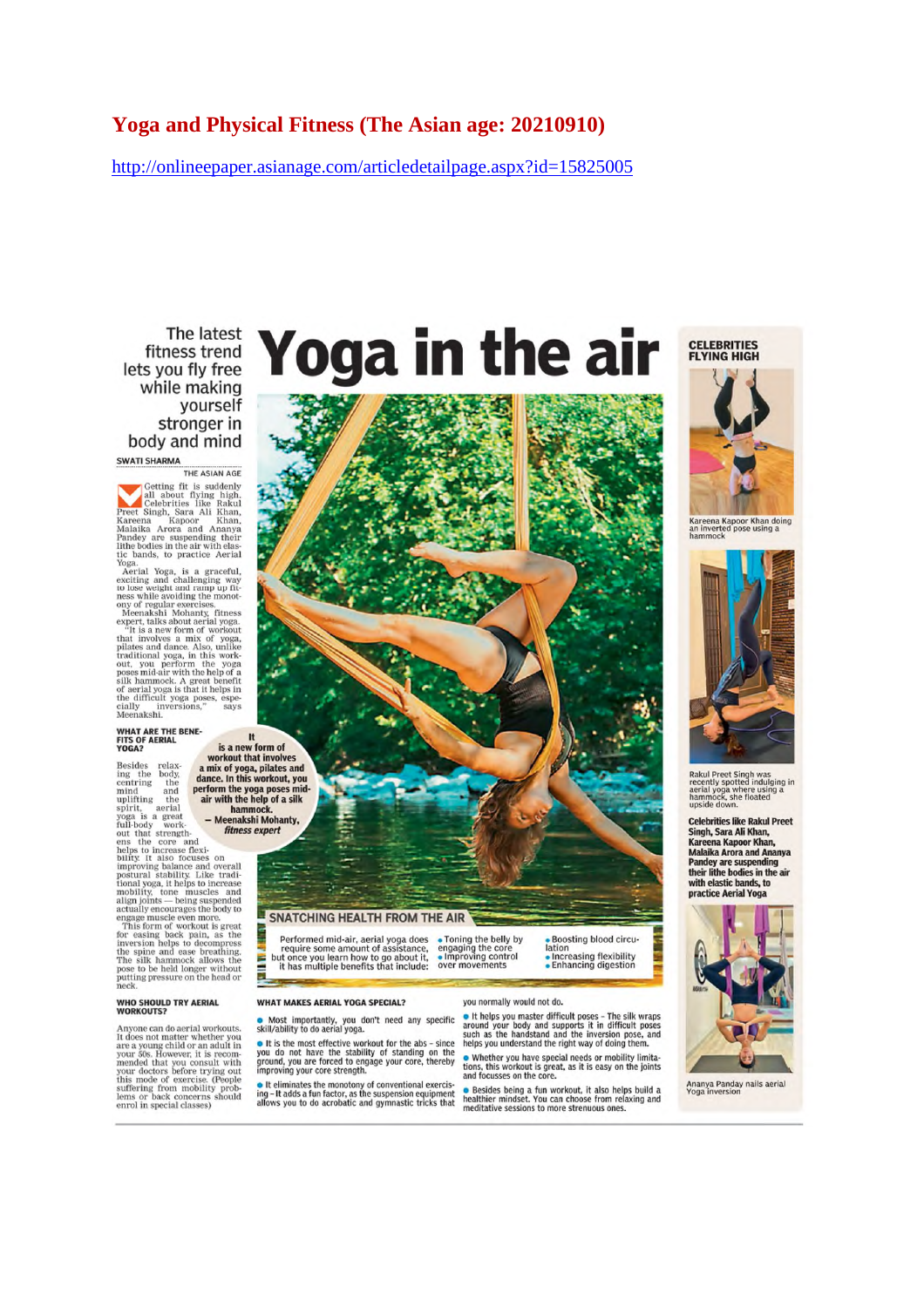# Yoga and Physical Fitness (The Asian age: 20210910)

http://onlineepaper.asianage.com/articledetailpage.aspx?id=15825005

## Yoga in the air

The latest fitness trend lets you fly free while making yourself stronger in body and mind

SWATI SHARMA
THE ASIAN AGE

Getting fit is suddenly all about flying high. Celebrities like Rakul Preet Singh, Sara Ali Khan, Kareena Kapoor Khan, Malaika Arora and Ananya Pandey are suspending their lithe bodies in the air with elastic bands, to practice Aerial Yoga.

Aerial Yoga, is a graceful, exciting and challenging way to lose weight and ramp up fitness while avoiding the monotony of regular exercises.

Meenakshi Mohanty, fitness expert, talks about aerial yoga. "It is a new form of workout that involves a mix of yoga, pilates and dance. Also, unlike traditional yoga, in this workout, you perform the yoga poses mid-air with the help of a silk hammock. A great benefit of aerial yoga is that it helps in the difficult yoga poses, especially inversions," says Meenakshi.

> **It is a new form of workout that involves a mix of yoga, pilates and dance. In this workout, you perform the yoga poses mid-air with the help of a silk hammock.**
> **— Meenakshi Mohanty, *fitness expert***

### WHAT ARE THE BENEFITS OF AERIAL YOGA?

Besides relaxing the body, centring the mind and uplifting the spirit, aerial yoga is a great full-body workout that strengthens the core and helps to increase flexibility. It also focuses on improving balance and overall postural stability. Like traditional yoga, it helps to increase mobility, tone muscles and align joints — being suspended actually encourages the body to engage muscle even more.

This form of workout is great for easing back pain, as the inversion helps to decompress the spine and ease breathing. The silk hammock allows the pose to be held longer without putting pressure on the head or neck.

### WHO SHOULD TRY AERIAL WORKOUTS?

Anyone can do aerial workouts. It does not matter whether you are a young child or an adult in your 50s. However, it is recommended that you consult with your doctors before trying out this mode of exercise. (People suffering from mobility problems or back concerns should enrol in special classes)

### SNATCHING HEALTH FROM THE AIR

Performed mid-air, aerial yoga does require some amount of assistance, but once you learn how to go about it, it has multiple benefits that include:

- Toning the belly by engaging the core
- Improving control over movements
- Boosting blood circulation
- Increasing flexibility
- Enhancing digestion

### WHAT MAKES AERIAL YOGA SPECIAL?

- Most importantly, you don't need any specific skill/ability to do aerial yoga.
- It is the most effective workout for the abs – since you do not have the stability of standing on the ground, you are forced to engage your core, thereby improving your core strength.
- It eliminates the monotony of conventional exercising – It adds a fun factor, as the suspension equipment allows you to do acrobatic and gymnastic tricks that you normally would not do.
- It helps you master difficult poses – The silk wraps around your body and supports it in difficult poses such as the handstand and the inversion pose, and helps you understand the right way of doing them.
- Whether you have special needs or mobility limitations, this workout is great, as it is easy on the joints and focusses on the core.
- Besides being a fun workout, it also helps build a healthier mindset. You can choose from relaxing and meditative sessions to more strenuous ones.

### CELEBRITIES FLYING HIGH

Kareena Kapoor Khan doing an inverted pose using a hammock

Rakul Preet Singh was recently spotted indulging in aerial yoga where using a hammock, she floated upside down.

**Celebrities like Rakul Preet Singh, Sara Ali Khan, Kareena Kapoor Khan, Malaika Arora and Ananya Pandey are suspending their lithe bodies in the air with elastic bands, to practice Aerial Yoga**

Ananya Panday nails aerial Yoga inversion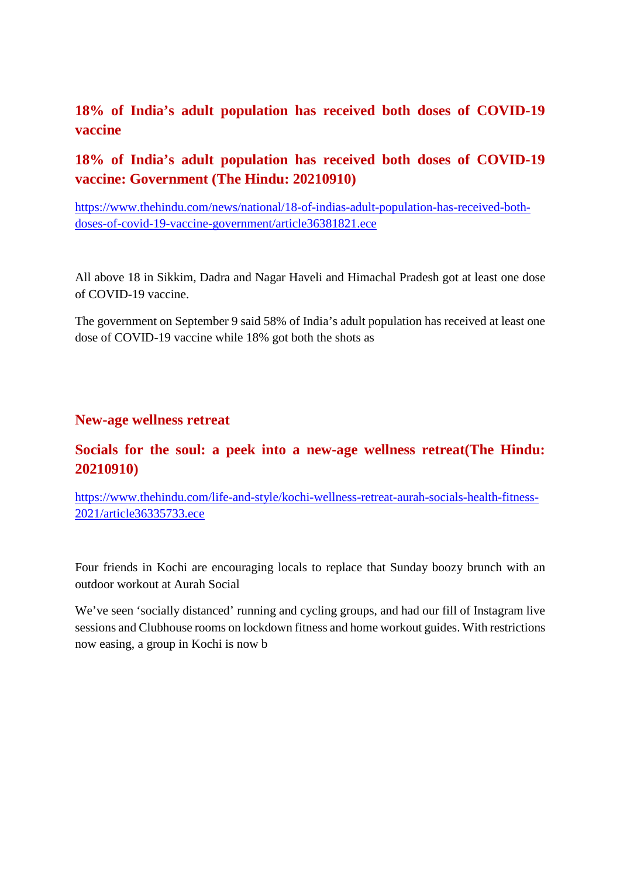## 18% of India's adult population has received both doses of COVID-19 vaccine

### 18% of India's adult population has received both doses of COVID-19 vaccine: Government (The Hindu: 20210910)

https://www.thehindu.com/news/national/18-of-indias-adult-population-has-received-both-doses-of-covid-19-vaccine-government/article36381821.ece

All above 18 in Sikkim, Dadra and Nagar Haveli and Himachal Pradesh got at least one dose of COVID-19 vaccine.

The government on September 9 said 58% of India's adult population has received at least one dose of COVID-19 vaccine while 18% got both the shots as

## New-age wellness retreat

### Socials for the soul: a peek into a new-age wellness retreat(The Hindu: 20210910)

https://www.thehindu.com/life-and-style/kochi-wellness-retreat-aurah-socials-health-fitness-2021/article36335733.ece

Four friends in Kochi are encouraging locals to replace that Sunday boozy brunch with an outdoor workout at Aurah Social

We've seen 'socially distanced' running and cycling groups, and had our fill of Instagram live sessions and Clubhouse rooms on lockdown fitness and home workout guides. With restrictions now easing, a group in Kochi is now b